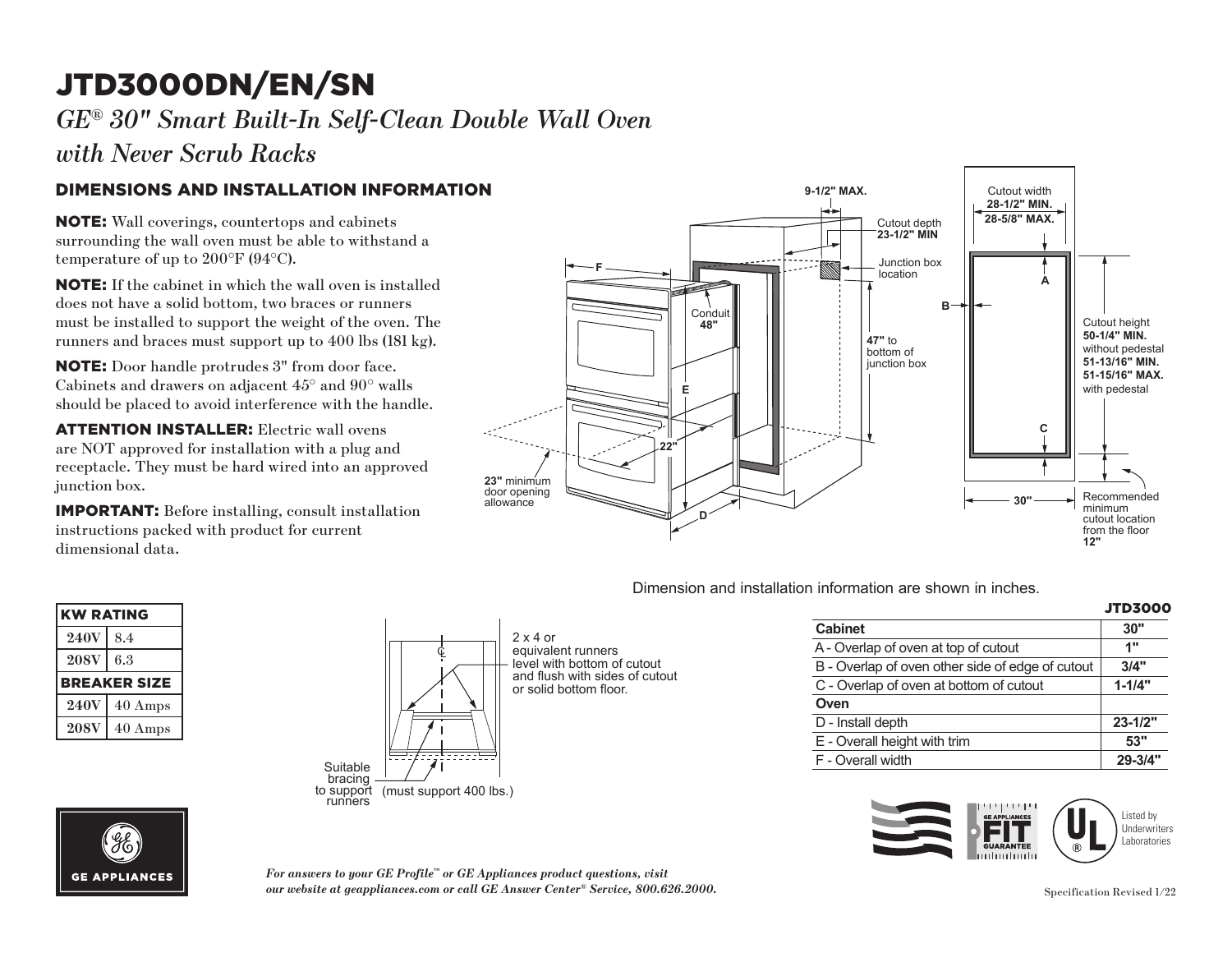# JTD3000DN/EN/SN

*GE® 30" Smart Built-In Self-Clean Double Wall Oven with Never Scrub Racks*

## DIMENSIONS AND INSTALLATION INFORMATION

**NOTE:** Wall coverings, countertops and cabinets surrounding the wall oven must be able to withstand a temperature of up to 200°F (94°C).

**NOTE:** If the cabinet in which the wall oven is installed does not have a solid bottom, two braces or runners must be installed to support the weight of the oven. The runners and braces must support up to 400 lbs (181 kg).

**NOTE:** Door handle protrudes 3" from door face. Cabinets and drawers on adjacent 45° and 90° walls should be placed to avoid interference with the handle.

**ATTENTION INSTALLER:** Electric wall ovens are NOT approved for installation with a plug and receptacle. They must be hard wired into an approved junction box.

**IMPORTANT:** Before installing, consult installation instructions packed with product for current dimensional data.

9-1/2" MAX.

Cutout depth **23-1/2" MIN**

Junction box location

Conduit **48"**

**47"** to bottom of junction box

22"

**23"** minimum door opening allowance

Cutout width **28-1/2" MIN.** **28-5/8" MAX.**

Cutout height **50-1/4" MIN.** without pedestal **51-13/16" MIN.** **51-15/16" MAX.** with pedestal

30"

Recommended minimum cutout location from the floor **12"**

Dimension and installation information are shown in inches.

| KW RATING | |
|---|---|
| 240V | 8.4 |
| 208V | 6.3 |
| **BREAKER SIZE** | |
| 240V | 40 Amps |
| 208V | 40 Amps |

2 x 4 or equivalent runners level with bottom of cutout and flush with sides of cutout or solid bottom floor.

Suitable bracing to support runners (must support 400 lbs.)

| | JTD3000 |
|---|---|
| **Cabinet** | **30"** |
| A - Overlap of oven at top of cutout | **1"** |
| B - Overlap of oven other side of edge of cutout | **3/4"** |
| C - Overlap of oven at bottom of cutout | **1-1/4"** |
| **Oven** | |
| D - Install depth | **23-1/2"** |
| E - Overall height with trim | **53"** |
| F - Overall width | **29-3/4"** |

Listed by Underwriters Laboratories

*For answers to your GE Profile™ or GE Appliances product questions, visit our website at geappliances.com or call GE Answer Center® Service, 800.626.2000.*

Specification Revised 1/22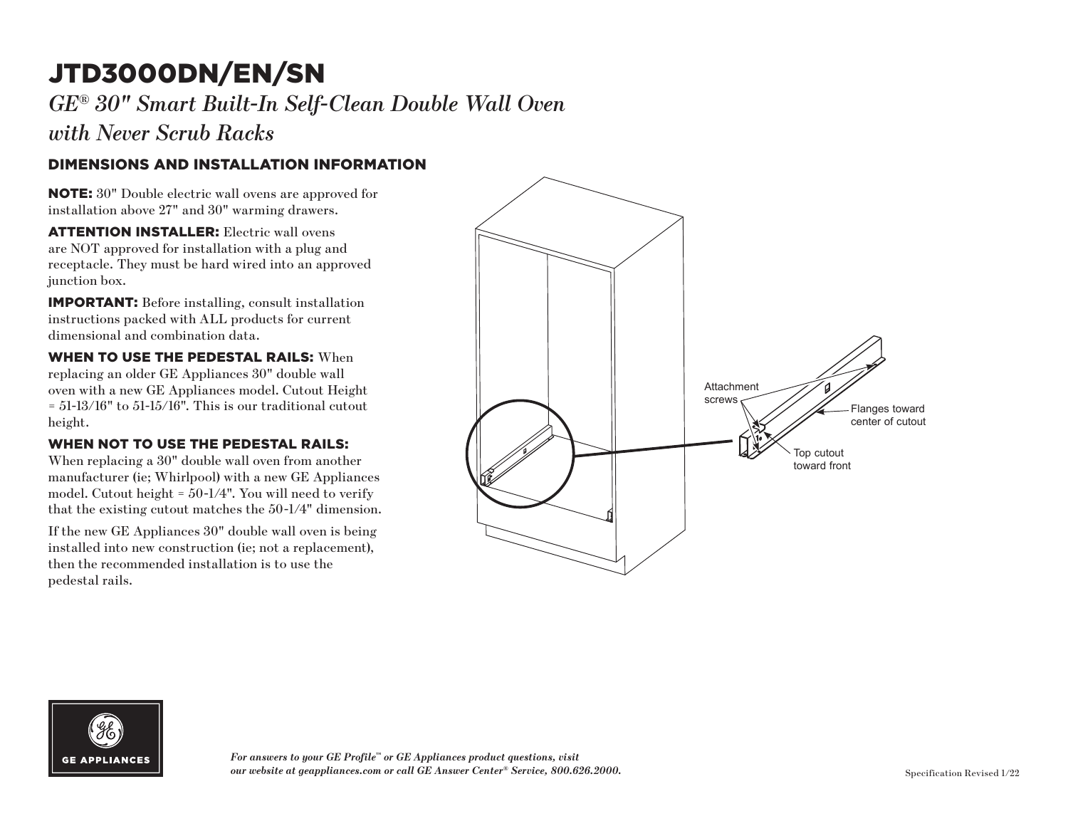# JTD3000DN/EN/SN

*GE® 30" Smart Built-In Self-Clean Double Wall Oven with Never Scrub Racks*

## DIMENSIONS AND INSTALLATION INFORMATION

**NOTE:** 30" Double electric wall ovens are approved for installation above 27" and 30" warming drawers.

**ATTENTION INSTALLER:** Electric wall ovens are NOT approved for installation with a plug and receptacle. They must be hard wired into an approved junction box.

**IMPORTANT:** Before installing, consult installation instructions packed with ALL products for current dimensional and combination data.

**WHEN TO USE THE PEDESTAL RAILS:** When replacing an older GE Appliances 30" double wall oven with a new GE Appliances model. Cutout Height = 51-13/16" to 51-15/16". This is our traditional cutout height.

**WHEN NOT TO USE THE PEDESTAL RAILS:** When replacing a 30" double wall oven from another manufacturer (ie; Whirlpool) with a new GE Appliances model. Cutout height = 50-1/4". You will need to verify that the existing cutout matches the 50-1/4" dimension.

If the new GE Appliances 30" double wall oven is being installed into new construction (ie; not a replacement), then the recommended installation is to use the pedestal rails.

Attachment screws

Flanges toward center of cutout

Top cutout toward front

*For answers to your GE Profile™ or GE Appliances product questions, visit our website at geappliances.com or call GE Answer Center® Service, 800.626.2000.*

Specification Revised 1/22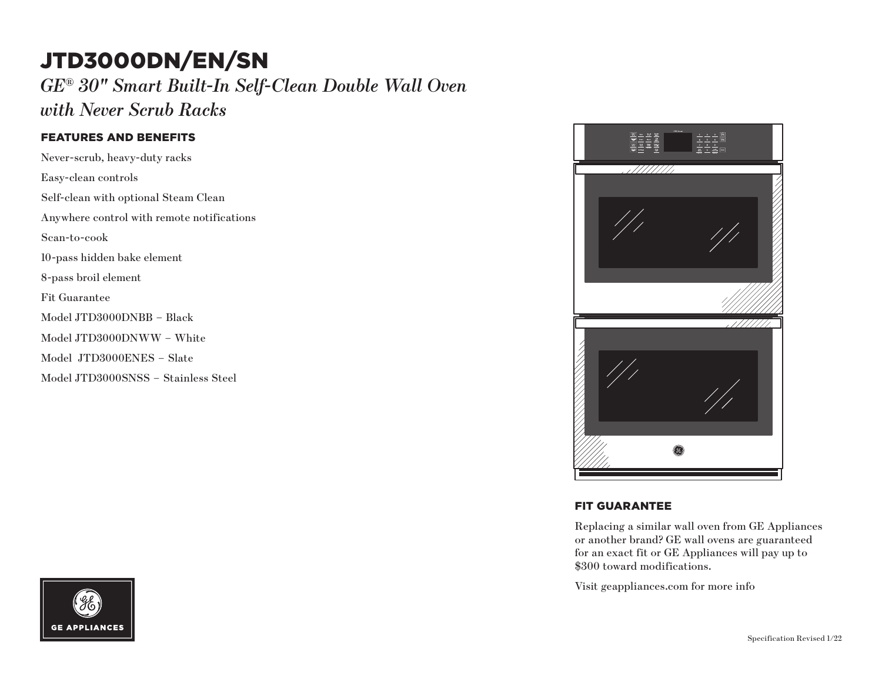# JTD3000DN/EN/SN

*GE® 30" Smart Built-In Self-Clean Double Wall Oven with Never Scrub Racks*

## FEATURES AND BENEFITS

Never-scrub, heavy-duty racks

Easy-clean controls

Self-clean with optional Steam Clean

Anywhere control with remote notifications

Scan-to-cook

10-pass hidden bake element

8-pass broil element

Fit Guarantee

Model JTD3000DNBB – Black

Model JTD3000DNWW – White

Model JTD3000ENES – Slate

Model JTD3000SNSS – Stainless Steel

## FIT GUARANTEE

Replacing a similar wall oven from GE Appliances or another brand? GE wall ovens are guaranteed for an exact fit or GE Appliances will pay up to $300 toward modifications.

Visit geappliances.com for more info

GE APPLIANCES

Specification Revised 1/22